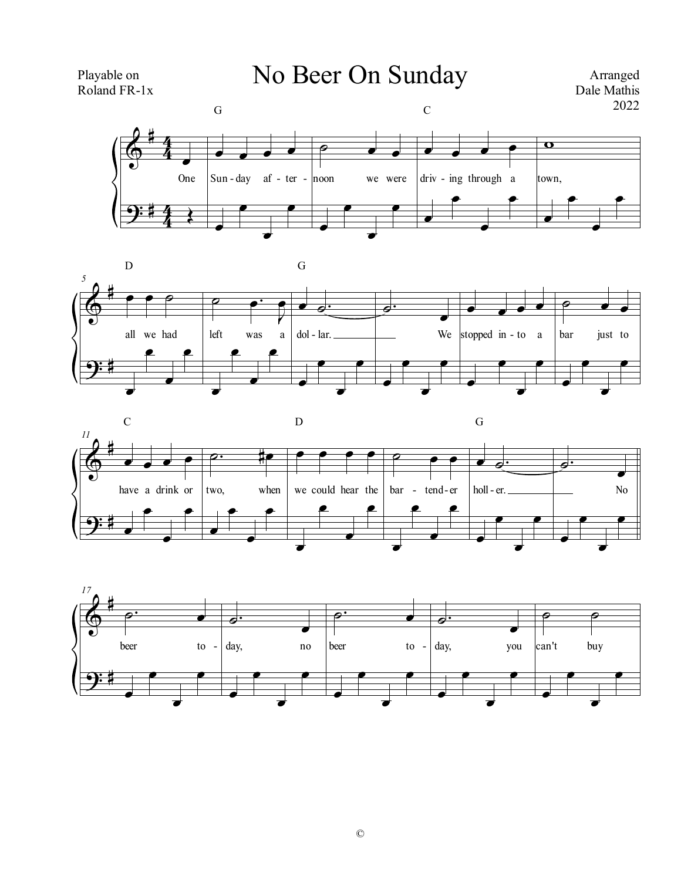Playable on
Roland FR-1x

# No Beer On Sunday

Arranged
Dale Mathis
2022

G C

One Sun - day af - ter - noon we were driv - ing through a town,

D G

all we had left was a dol - lar. We stopped in - to a bar just to

C D G

have a drink or two, when we could hear the bar - tend - er holl - er. No

beer to - day, no beer to - day, you can't buy

©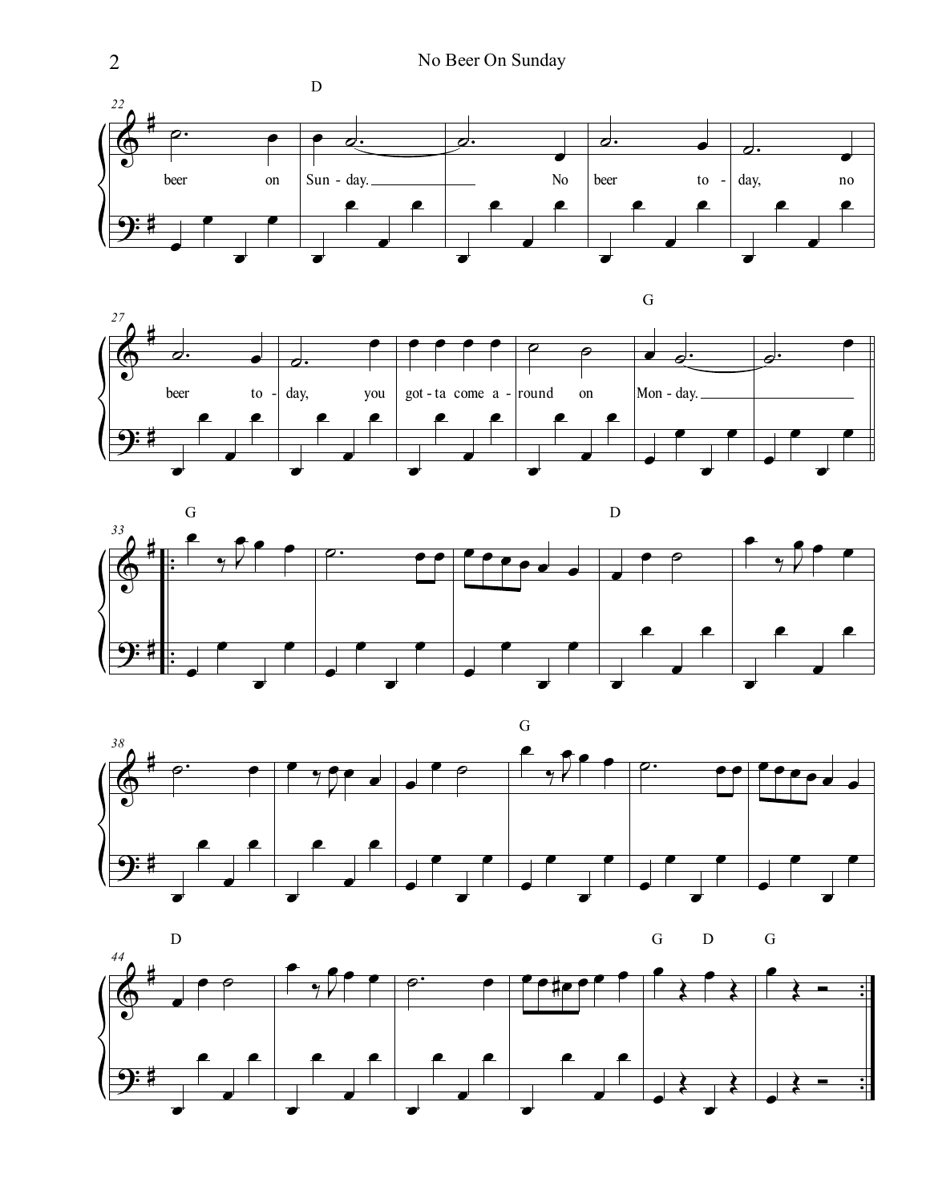D

beer on Sun - day. No beer to - day, no

G

beer to - day, you got - ta come a - round on Mon - day.

G D

G

D G D G